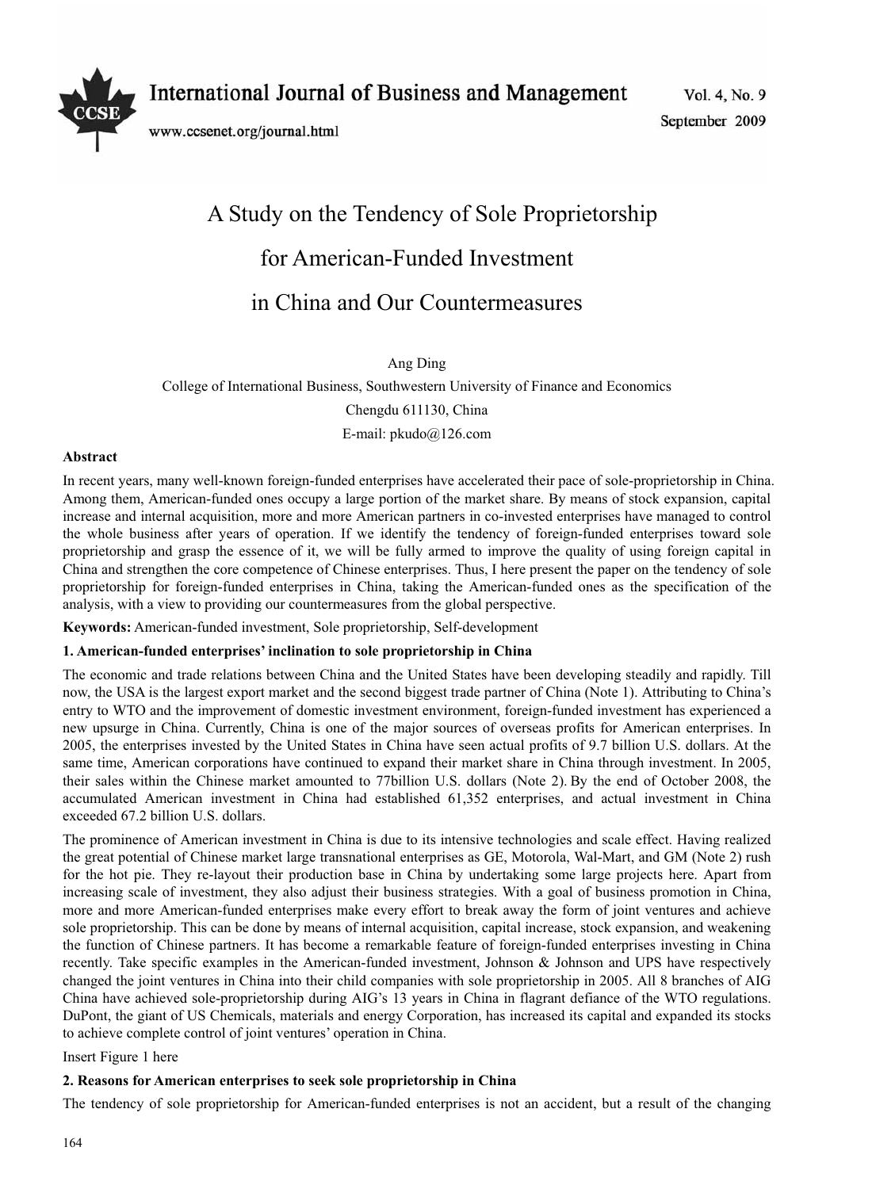# A Study on the Tendency of Sole Proprietorship for American-Funded Investment in China and Our Countermeasures

Ang Ding

College of International Business, Southwestern University of Finance and Economics

Chengdu 611130, China

E-mail: pkudo@126.com

**Abstract**

In recent years, many well-known foreign-funded enterprises have accelerated their pace of sole-proprietorship in China. Among them, American-funded ones occupy a large portion of the market share. By means of stock expansion, capital increase and internal acquisition, more and more American partners in co-invested enterprises have managed to control the whole business after years of operation. If we identify the tendency of foreign-funded enterprises toward sole proprietorship and grasp the essence of it, we will be fully armed to improve the quality of using foreign capital in China and strengthen the core competence of Chinese enterprises. Thus, I here present the paper on the tendency of sole proprietorship for foreign-funded enterprises in China, taking the American-funded ones as the specification of the analysis, with a view to providing our countermeasures from the global perspective.

**Keywords:** American-funded investment, Sole proprietorship, Self-development

## 1. American-funded enterprises' inclination to sole proprietorship in China

The economic and trade relations between China and the United States have been developing steadily and rapidly. Till now, the USA is the largest export market and the second biggest trade partner of China (Note 1). Attributing to China's entry to WTO and the improvement of domestic investment environment, foreign-funded investment has experienced a new upsurge in China. Currently, China is one of the major sources of overseas profits for American enterprises. In 2005, the enterprises invested by the United States in China have seen actual profits of 9.7 billion U.S. dollars. At the same time, American corporations have continued to expand their market share in China through investment. In 2005, their sales within the Chinese market amounted to 77billion U.S. dollars (Note 2). By the end of October 2008, the accumulated American investment in China had established 61,352 enterprises, and actual investment in China exceeded 67.2 billion U.S. dollars.

The prominence of American investment in China is due to its intensive technologies and scale effect. Having realized the great potential of Chinese market large transnational enterprises as GE, Motorola, Wal-Mart, and GM (Note 2) rush for the hot pie. They re-layout their production base in China by undertaking some large projects here. Apart from increasing scale of investment, they also adjust their business strategies. With a goal of business promotion in China, more and more American-funded enterprises make every effort to break away the form of joint ventures and achieve sole proprietorship. This can be done by means of internal acquisition, capital increase, stock expansion, and weakening the function of Chinese partners. It has become a remarkable feature of foreign-funded enterprises investing in China recently. Take specific examples in the American-funded investment, Johnson & Johnson and UPS have respectively changed the joint ventures in China into their child companies with sole proprietorship in 2005. All 8 branches of AIG China have achieved sole-proprietorship during AIG's 13 years in China in flagrant defiance of the WTO regulations. DuPont, the giant of US Chemicals, materials and energy Corporation, has increased its capital and expanded its stocks to achieve complete control of joint ventures' operation in China.

Insert Figure 1 here

## 2. Reasons for American enterprises to seek sole proprietorship in China

The tendency of sole proprietorship for American-funded enterprises is not an accident, but a result of the changing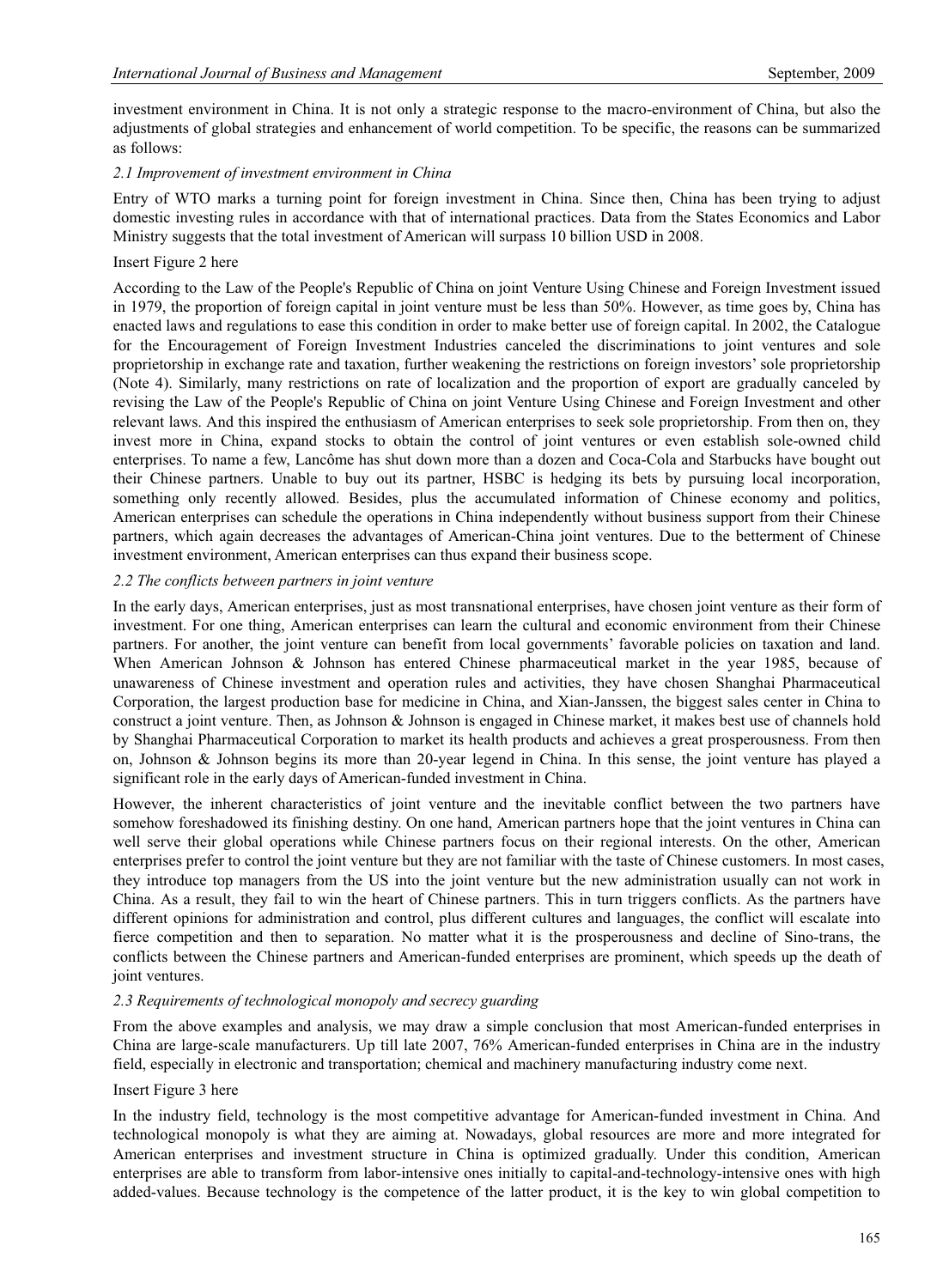investment environment in China. It is not only a strategic response to the macro-environment of China, but also the adjustments of global strategies and enhancement of world competition. To be specific, the reasons can be summarized as follows:

### *2.1 Improvement of investment environment in China*

Entry of WTO marks a turning point for foreign investment in China. Since then, China has been trying to adjust domestic investing rules in accordance with that of international practices. Data from the States Economics and Labor Ministry suggests that the total investment of American will surpass 10 billion USD in 2008.

Insert Figure 2 here

According to the Law of the People's Republic of China on joint Venture Using Chinese and Foreign Investment issued in 1979, the proportion of foreign capital in joint venture must be less than 50%. However, as time goes by, China has enacted laws and regulations to ease this condition in order to make better use of foreign capital. In 2002, the Catalogue for the Encouragement of Foreign Investment Industries canceled the discriminations to joint ventures and sole proprietorship in exchange rate and taxation, further weakening the restrictions on foreign investors' sole proprietorship (Note 4). Similarly, many restrictions on rate of localization and the proportion of export are gradually canceled by revising the Law of the People's Republic of China on joint Venture Using Chinese and Foreign Investment and other relevant laws. And this inspired the enthusiasm of American enterprises to seek sole proprietorship. From then on, they invest more in China, expand stocks to obtain the control of joint ventures or even establish sole-owned child enterprises. To name a few, Lancôme has shut down more than a dozen and Coca-Cola and Starbucks have bought out their Chinese partners. Unable to buy out its partner, HSBC is hedging its bets by pursuing local incorporation, something only recently allowed. Besides, plus the accumulated information of Chinese economy and politics, American enterprises can schedule the operations in China independently without business support from their Chinese partners, which again decreases the advantages of American-China joint ventures. Due to the betterment of Chinese investment environment, American enterprises can thus expand their business scope.

### *2.2 The conflicts between partners in joint venture*

In the early days, American enterprises, just as most transnational enterprises, have chosen joint venture as their form of investment. For one thing, American enterprises can learn the cultural and economic environment from their Chinese partners. For another, the joint venture can benefit from local governments' favorable policies on taxation and land. When American Johnson & Johnson has entered Chinese pharmaceutical market in the year 1985, because of unawareness of Chinese investment and operation rules and activities, they have chosen Shanghai Pharmaceutical Corporation, the largest production base for medicine in China, and Xian-Janssen, the biggest sales center in China to construct a joint venture. Then, as Johnson & Johnson is engaged in Chinese market, it makes best use of channels hold by Shanghai Pharmaceutical Corporation to market its health products and achieves a great prosperousness. From then on, Johnson & Johnson begins its more than 20-year legend in China. In this sense, the joint venture has played a significant role in the early days of American-funded investment in China.

However, the inherent characteristics of joint venture and the inevitable conflict between the two partners have somehow foreshadowed its finishing destiny. On one hand, American partners hope that the joint ventures in China can well serve their global operations while Chinese partners focus on their regional interests. On the other, American enterprises prefer to control the joint venture but they are not familiar with the taste of Chinese customers. In most cases, they introduce top managers from the US into the joint venture but the new administration usually can not work in China. As a result, they fail to win the heart of Chinese partners. This in turn triggers conflicts. As the partners have different opinions for administration and control, plus different cultures and languages, the conflict will escalate into fierce competition and then to separation. No matter what it is the prosperousness and decline of Sino-trans, the conflicts between the Chinese partners and American-funded enterprises are prominent, which speeds up the death of joint ventures.

### *2.3 Requirements of technological monopoly and secrecy guarding*

From the above examples and analysis, we may draw a simple conclusion that most American-funded enterprises in China are large-scale manufacturers. Up till late 2007, 76% American-funded enterprises in China are in the industry field, especially in electronic and transportation; chemical and machinery manufacturing industry come next.

Insert Figure 3 here

In the industry field, technology is the most competitive advantage for American-funded investment in China. And technological monopoly is what they are aiming at. Nowadays, global resources are more and more integrated for American enterprises and investment structure in China is optimized gradually. Under this condition, American enterprises are able to transform from labor-intensive ones initially to capital-and-technology-intensive ones with high added-values. Because technology is the competence of the latter product, it is the key to win global competition to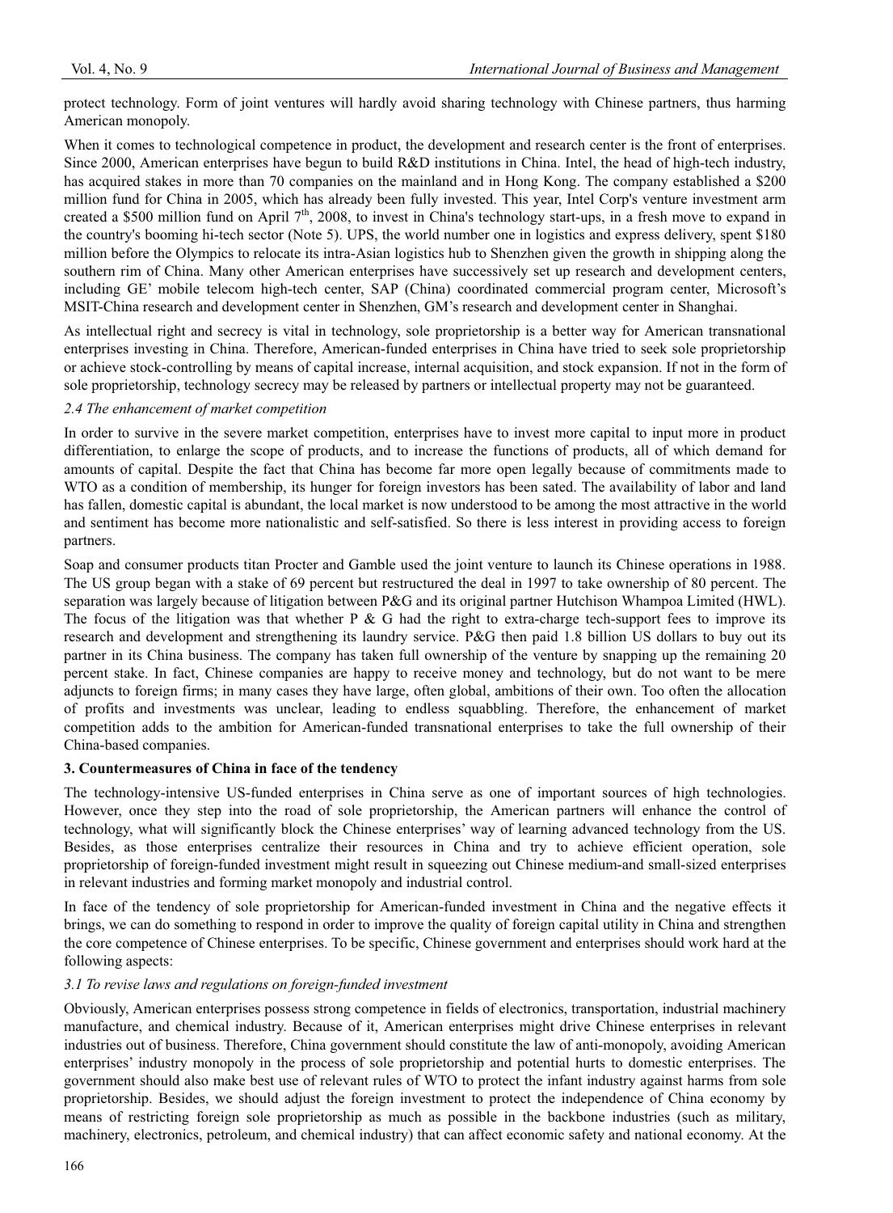protect technology. Form of joint ventures will hardly avoid sharing technology with Chinese partners, thus harming American monopoly.

When it comes to technological competence in product, the development and research center is the front of enterprises. Since 2000, American enterprises have begun to build R&D institutions in China. Intel, the head of high-tech industry, has acquired stakes in more than 70 companies on the mainland and in Hong Kong. The company established a $200 million fund for China in 2005, which has already been fully invested. This year, Intel Corp's venture investment arm created a $500 million fund on April 7th, 2008, to invest in China's technology start-ups, in a fresh move to expand in the country's booming hi-tech sector (Note 5). UPS, the world number one in logistics and express delivery, spent $180 million before the Olympics to relocate its intra-Asian logistics hub to Shenzhen given the growth in shipping along the southern rim of China. Many other American enterprises have successively set up research and development centers, including GE' mobile telecom high-tech center, SAP (China) coordinated commercial program center, Microsoft's MSIT-China research and development center in Shenzhen, GM's research and development center in Shanghai.

As intellectual right and secrecy is vital in technology, sole proprietorship is a better way for American transnational enterprises investing in China. Therefore, American-funded enterprises in China have tried to seek sole proprietorship or achieve stock-controlling by means of capital increase, internal acquisition, and stock expansion. If not in the form of sole proprietorship, technology secrecy may be released by partners or intellectual property may not be guaranteed.

### *2.4 The enhancement of market competition*

In order to survive in the severe market competition, enterprises have to invest more capital to input more in product differentiation, to enlarge the scope of products, and to increase the functions of products, all of which demand for amounts of capital. Despite the fact that China has become far more open legally because of commitments made to WTO as a condition of membership, its hunger for foreign investors has been sated. The availability of labor and land has fallen, domestic capital is abundant, the local market is now understood to be among the most attractive in the world and sentiment has become more nationalistic and self-satisfied. So there is less interest in providing access to foreign partners.

Soap and consumer products titan Procter and Gamble used the joint venture to launch its Chinese operations in 1988. The US group began with a stake of 69 percent but restructured the deal in 1997 to take ownership of 80 percent. The separation was largely because of litigation between P&G and its original partner Hutchison Whampoa Limited (HWL). The focus of the litigation was that whether P & G had the right to extra-charge tech-support fees to improve its research and development and strengthening its laundry service. P&G then paid 1.8 billion US dollars to buy out its partner in its China business. The company has taken full ownership of the venture by snapping up the remaining 20 percent stake. In fact, Chinese companies are happy to receive money and technology, but do not want to be mere adjuncts to foreign firms; in many cases they have large, often global, ambitions of their own. Too often the allocation of profits and investments was unclear, leading to endless squabbling. Therefore, the enhancement of market competition adds to the ambition for American-funded transnational enterprises to take the full ownership of their China-based companies.

## **3. Countermeasures of China in face of the tendency**

The technology-intensive US-funded enterprises in China serve as one of important sources of high technologies. However, once they step into the road of sole proprietorship, the American partners will enhance the control of technology, what will significantly block the Chinese enterprises' way of learning advanced technology from the US. Besides, as those enterprises centralize their resources in China and try to achieve efficient operation, sole proprietorship of foreign-funded investment might result in squeezing out Chinese medium-and small-sized enterprises in relevant industries and forming market monopoly and industrial control.

In face of the tendency of sole proprietorship for American-funded investment in China and the negative effects it brings, we can do something to respond in order to improve the quality of foreign capital utility in China and strengthen the core competence of Chinese enterprises. To be specific, Chinese government and enterprises should work hard at the following aspects:

### *3.1 To revise laws and regulations on foreign-funded investment*

Obviously, American enterprises possess strong competence in fields of electronics, transportation, industrial machinery manufacture, and chemical industry. Because of it, American enterprises might drive Chinese enterprises in relevant industries out of business. Therefore, China government should constitute the law of anti-monopoly, avoiding American enterprises' industry monopoly in the process of sole proprietorship and potential hurts to domestic enterprises. The government should also make best use of relevant rules of WTO to protect the infant industry against harms from sole proprietorship. Besides, we should adjust the foreign investment to protect the independence of China economy by means of restricting foreign sole proprietorship as much as possible in the backbone industries (such as military, machinery, electronics, petroleum, and chemical industry) that can affect economic safety and national economy. At the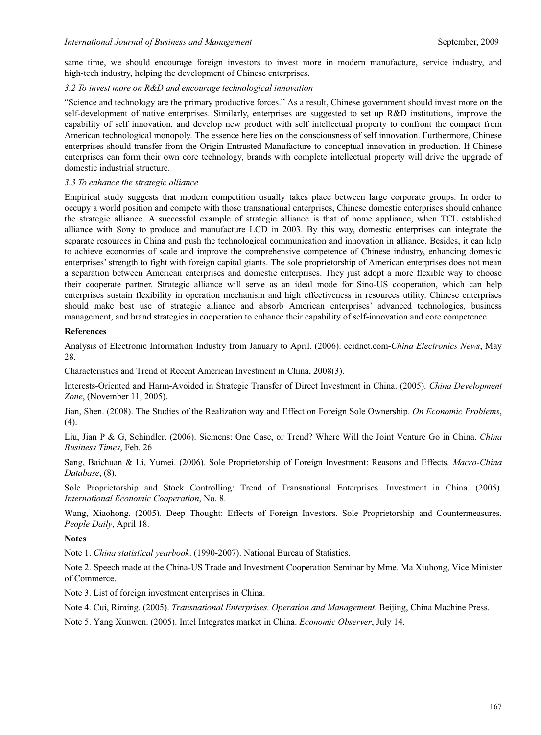same time, we should encourage foreign investors to invest more in modern manufacture, service industry, and high-tech industry, helping the development of Chinese enterprises.

### *3.2 To invest more on R&D and encourage technological innovation*

"Science and technology are the primary productive forces." As a result, Chinese government should invest more on the self-development of native enterprises. Similarly, enterprises are suggested to set up R&D institutions, improve the capability of self innovation, and develop new product with self intellectual property to confront the compact from American technological monopoly. The essence here lies on the consciousness of self innovation. Furthermore, Chinese enterprises should transfer from the Origin Entrusted Manufacture to conceptual innovation in production. If Chinese enterprises can form their own core technology, brands with complete intellectual property will drive the upgrade of domestic industrial structure.

### *3.3 To enhance the strategic alliance*

Empirical study suggests that modern competition usually takes place between large corporate groups. In order to occupy a world position and compete with those transnational enterprises, Chinese domestic enterprises should enhance the strategic alliance. A successful example of strategic alliance is that of home appliance, when TCL established alliance with Sony to produce and manufacture LCD in 2003. By this way, domestic enterprises can integrate the separate resources in China and push the technological communication and innovation in alliance. Besides, it can help to achieve economies of scale and improve the comprehensive competence of Chinese industry, enhancing domestic enterprises' strength to fight with foreign capital giants. The sole proprietorship of American enterprises does not mean a separation between American enterprises and domestic enterprises. They just adopt a more flexible way to choose their cooperate partner. Strategic alliance will serve as an ideal mode for Sino-US cooperation, which can help enterprises sustain flexibility in operation mechanism and high effectiveness in resources utility. Chinese enterprises should make best use of strategic alliance and absorb American enterprises' advanced technologies, business management, and brand strategies in cooperation to enhance their capability of self-innovation and core competence.

## References

Analysis of Electronic Information Industry from January to April. (2006). ccidnet.com-*China Electronics News*, May 28.

Characteristics and Trend of Recent American Investment in China, 2008(3).

Interests-Oriented and Harm-Avoided in Strategic Transfer of Direct Investment in China. (2005). *China Development Zone*, (November 11, 2005).

Jian, Shen. (2008). The Studies of the Realization way and Effect on Foreign Sole Ownership. *On Economic Problems*, (4).

Liu, Jian P & G, Schindler. (2006). Siemens: One Case, or Trend? Where Will the Joint Venture Go in China. *China Business Times*, Feb. 26

Sang, Baichuan & Li, Yumei. (2006). Sole Proprietorship of Foreign Investment: Reasons and Effects. *Macro-China Database*, (8).

Sole Proprietorship and Stock Controlling: Trend of Transnational Enterprises. Investment in China. (2005). *International Economic Cooperation*, No. 8.

Wang, Xiaohong. (2005). Deep Thought: Effects of Foreign Investors. Sole Proprietorship and Countermeasures. *People Daily*, April 18.

## Notes

Note 1. *China statistical yearbook*. (1990-2007). National Bureau of Statistics.

Note 2. Speech made at the China-US Trade and Investment Cooperation Seminar by Mme. Ma Xiuhong, Vice Minister of Commerce.

Note 3. List of foreign investment enterprises in China.

Note 4. Cui, Riming. (2005). *Transnational Enterprises. Operation and Management*. Beijing, China Machine Press.

Note 5. Yang Xunwen. (2005). Intel Integrates market in China. *Economic Observer*, July 14.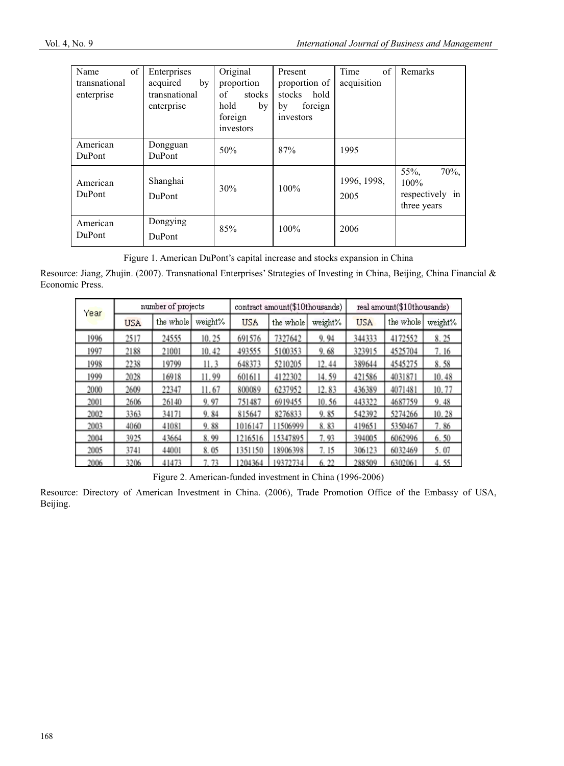| Name of transnational enterprise | Enterprises acquired by transnational enterprise | Original proportion of stocks hold by foreign investors | Present proportion of stocks hold by foreign investors | Time of acquisition | Remarks |
|---|---|---|---|---|---|
| American DuPont | Dongguan DuPont | 50% | 87% | 1995 | |
| American DuPont | Shanghai DuPont | 30% | 100% | 1996, 1998, 2005 | 55%, 70%, 100% respectively in three years |
| American DuPont | Dongying DuPont | 85% | 100% | 2006 | |

Figure 1. American DuPont's capital increase and stocks expansion in China

Resource: Jiang, Zhujin. (2007). Transnational Enterprises' Strategies of Investing in China, Beijing, China Financial & Economic Press.

| Year | number of projects | | | contract amount($10thousands) | | | real amount($10thousands) | | |
|---|---|---|---|---|---|---|---|---|---|
| | USA | the whole | weight% | USA | the whole | weight% | USA | the whole | weight% |
| 1996 | 2517 | 24555 | 10.25 | 691576 | 7327642 | 9.94 | 344333 | 4172552 | 8.25 |
| 1997 | 2188 | 21001 | 10.42 | 493555 | 5100353 | 9.68 | 323915 | 4525704 | 7.16 |
| 1998 | 2238 | 19799 | 11.3 | 648373 | 5210205 | 12.44 | 389644 | 4545275 | 8.58 |
| 1999 | 2028 | 16918 | 11.99 | 601611 | 4122302 | 14.59 | 421586 | 4031871 | 10.48 |
| 2000 | 2609 | 22347 | 11.67 | 800089 | 6237952 | 12.83 | 436389 | 4071481 | 10.77 |
| 2001 | 2606 | 26140 | 9.97 | 751487 | 6919455 | 10.56 | 443322 | 4687759 | 9.48 |
| 2002 | 3363 | 34171 | 9.84 | 815647 | 8276833 | 9.85 | 542392 | 5274266 | 10.28 |
| 2003 | 4060 | 41081 | 9.88 | 1016147 | 11506999 | 8.83 | 419651 | 5350467 | 7.86 |
| 2004 | 3925 | 43664 | 8.99 | 1216516 | 15347895 | 7.93 | 394005 | 6062996 | 6.50 |
| 2005 | 3741 | 44001 | 8.05 | 1351150 | 18906398 | 7.15 | 306123 | 6032469 | 5.07 |
| 2006 | 3206 | 41473 | 7.73 | 1204364 | 19372734 | 6.22 | 288509 | 6302061 | 4.55 |

Figure 2. American-funded investment in China (1996-2006)

Resource: Directory of American Investment in China. (2006), Trade Promotion Office of the Embassy of USA, Beijing.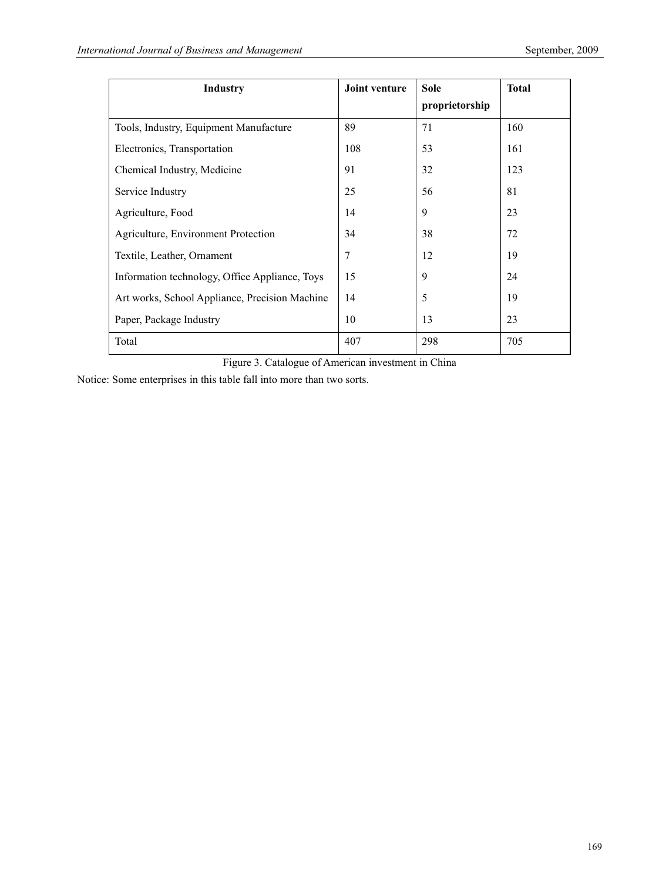| Industry | Joint venture | Sole proprietorship | Total |
| --- | --- | --- | --- |
| Tools, Industry, Equipment Manufacture | 89 | 71 | 160 |
| Electronics, Transportation | 108 | 53 | 161 |
| Chemical Industry, Medicine | 91 | 32 | 123 |
| Service Industry | 25 | 56 | 81 |
| Agriculture, Food | 14 | 9 | 23 |
| Agriculture, Environment Protection | 34 | 38 | 72 |
| Textile, Leather, Ornament | 7 | 12 | 19 |
| Information technology, Office Appliance, Toys | 15 | 9 | 24 |
| Art works, School Appliance, Precision Machine | 14 | 5 | 19 |
| Paper, Package Industry | 10 | 13 | 23 |
| Total | 407 | 298 | 705 |

Figure 3. Catalogue of American investment in China

Notice: Some enterprises in this table fall into more than two sorts.